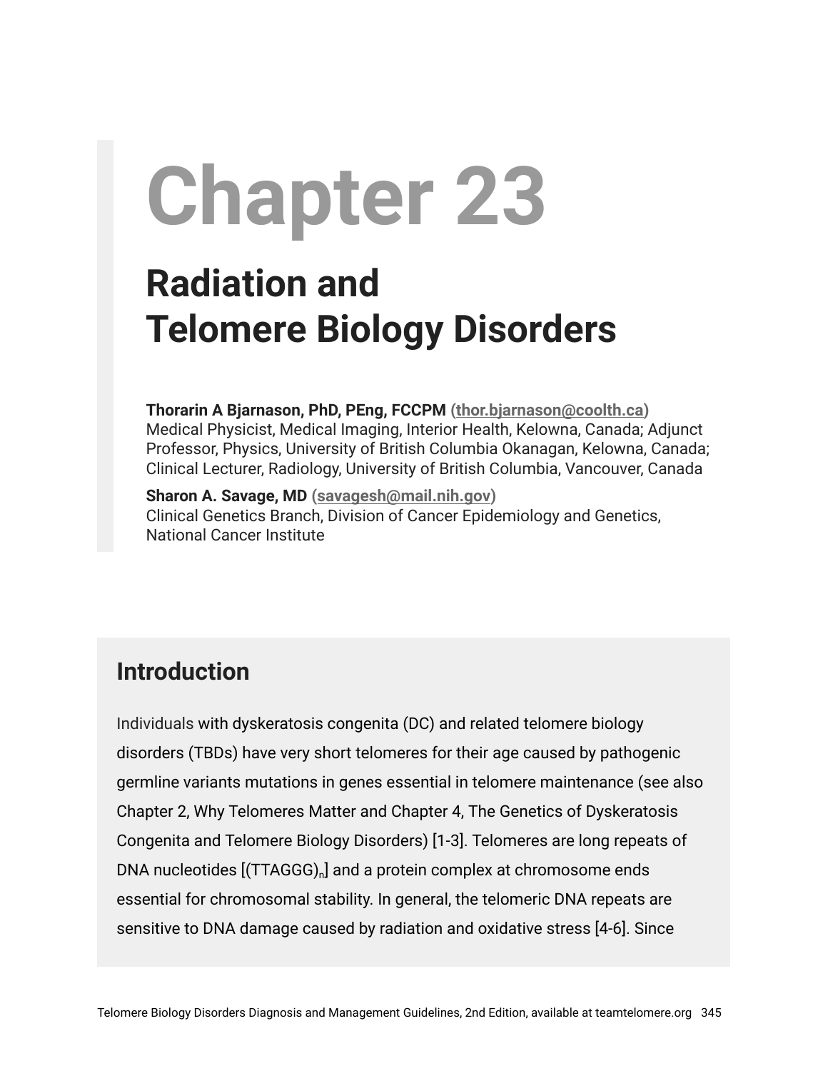# Chapter 23

## Radiation and Telomere Biology Disorders

**Thorarin A Bjarnason, PhD, PEng, FCCPM** (thor.bjarnason@coolth.ca)
Medical Physicist, Medical Imaging, Interior Health, Kelowna, Canada; Adjunct Professor, Physics, University of British Columbia Okanagan, Kelowna, Canada; Clinical Lecturer, Radiology, University of British Columbia, Vancouver, Canada

**Sharon A. Savage, MD** (savagesh@mail.nih.gov)
Clinical Genetics Branch, Division of Cancer Epidemiology and Genetics, National Cancer Institute

## Introduction

Individuals with dyskeratosis congenita (DC) and related telomere biology disorders (TBDs) have very short telomeres for their age caused by pathogenic germline variants mutations in genes essential in telomere maintenance (see also Chapter 2, Why Telomeres Matter and Chapter 4, The Genetics of Dyskeratosis Congenita and Telomere Biology Disorders) [1-3]. Telomeres are long repeats of DNA nucleotides [$(TTAGGG)_n$] and a protein complex at chromosome ends essential for chromosomal stability. In general, the telomeric DNA repeats are sensitive to DNA damage caused by radiation and oxidative stress [4-6]. Since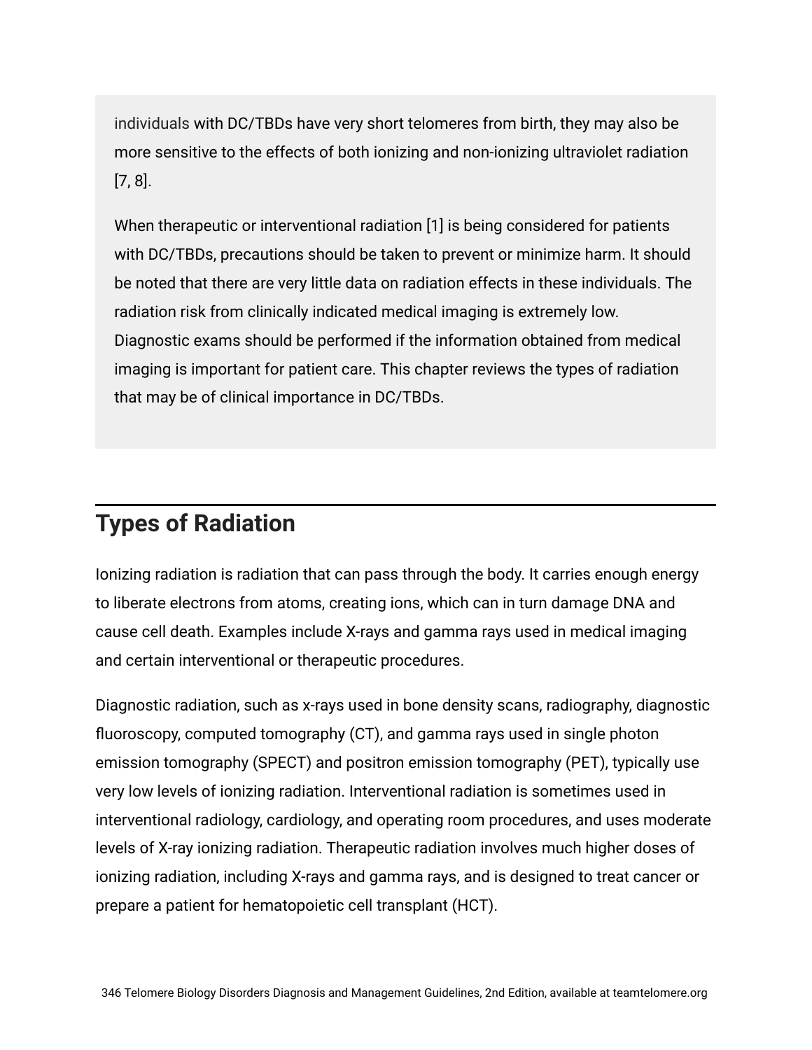individuals with DC/TBDs have very short telomeres from birth, they may also be more sensitive to the effects of both ionizing and non-ionizing ultraviolet radiation [7, 8].

When therapeutic or interventional radiation [1] is being considered for patients with DC/TBDs, precautions should be taken to prevent or minimize harm. It should be noted that there are very little data on radiation effects in these individuals. The radiation risk from clinically indicated medical imaging is extremely low. Diagnostic exams should be performed if the information obtained from medical imaging is important for patient care. This chapter reviews the types of radiation that may be of clinical importance in DC/TBDs.

## Types of Radiation

Ionizing radiation is radiation that can pass through the body. It carries enough energy to liberate electrons from atoms, creating ions, which can in turn damage DNA and cause cell death. Examples include X-rays and gamma rays used in medical imaging and certain interventional or therapeutic procedures.

Diagnostic radiation, such as x-rays used in bone density scans, radiography, diagnostic fluoroscopy, computed tomography (CT), and gamma rays used in single photon emission tomography (SPECT) and positron emission tomography (PET), typically use very low levels of ionizing radiation. Interventional radiation is sometimes used in interventional radiology, cardiology, and operating room procedures, and uses moderate levels of X-ray ionizing radiation. Therapeutic radiation involves much higher doses of ionizing radiation, including X-rays and gamma rays, and is designed to treat cancer or prepare a patient for hematopoietic cell transplant (HCT).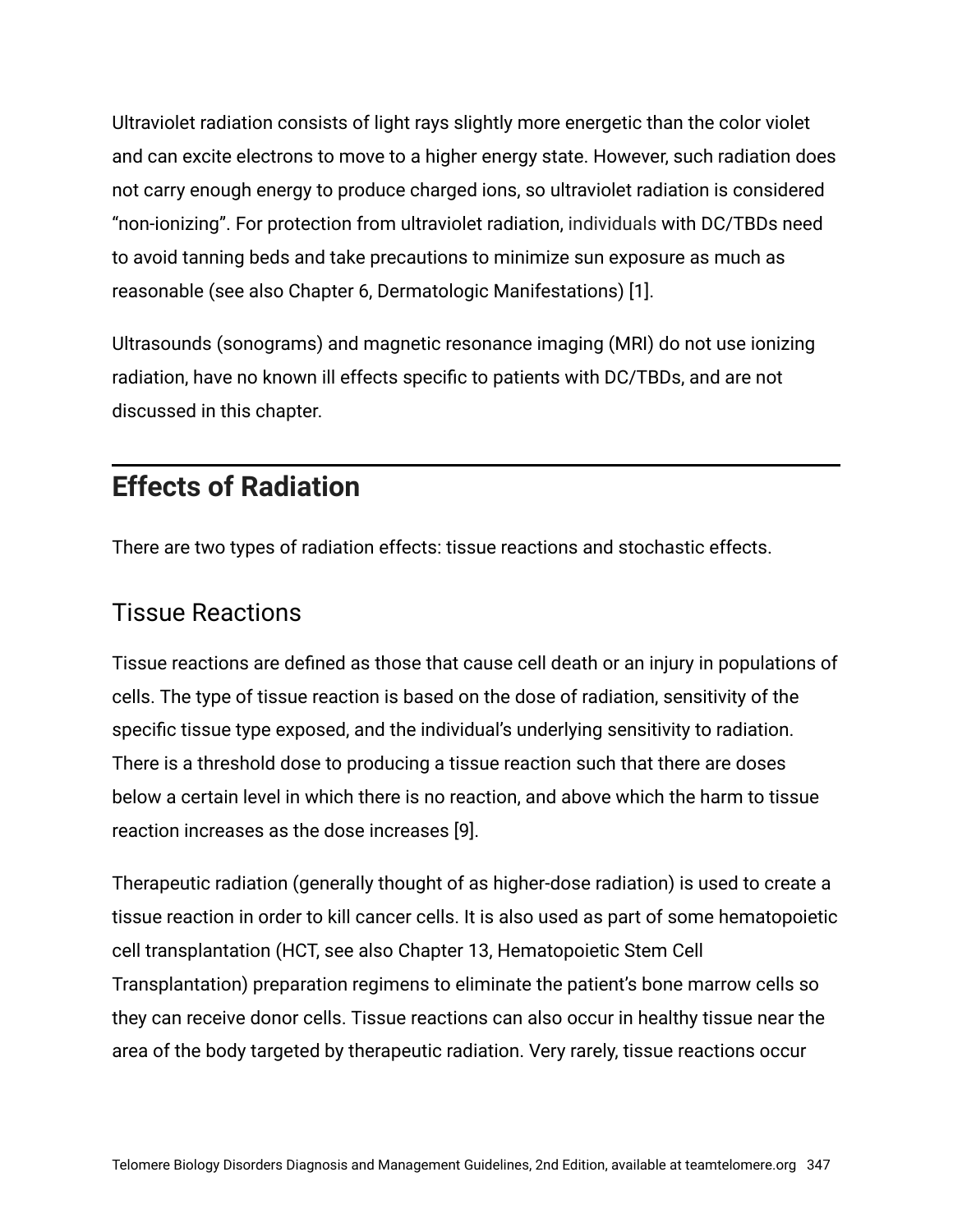Ultraviolet radiation consists of light rays slightly more energetic than the color violet and can excite electrons to move to a higher energy state. However, such radiation does not carry enough energy to produce charged ions, so ultraviolet radiation is considered “non-ionizing”. For protection from ultraviolet radiation, individuals with DC/TBDs need to avoid tanning beds and take precautions to minimize sun exposure as much as reasonable (see also Chapter 6, Dermatologic Manifestations) [1].

Ultrasounds (sonograms) and magnetic resonance imaging (MRI) do not use ionizing radiation, have no known ill effects specific to patients with DC/TBDs, and are not discussed in this chapter.

## Effects of Radiation

There are two types of radiation effects: tissue reactions and stochastic effects.

### Tissue Reactions

Tissue reactions are defined as those that cause cell death or an injury in populations of cells. The type of tissue reaction is based on the dose of radiation, sensitivity of the specific tissue type exposed, and the individual’s underlying sensitivity to radiation. There is a threshold dose to producing a tissue reaction such that there are doses below a certain level in which there is no reaction, and above which the harm to tissue reaction increases as the dose increases [9].

Therapeutic radiation (generally thought of as higher-dose radiation) is used to create a tissue reaction in order to kill cancer cells. It is also used as part of some hematopoietic cell transplantation (HCT, see also Chapter 13, Hematopoietic Stem Cell Transplantation) preparation regimens to eliminate the patient’s bone marrow cells so they can receive donor cells. Tissue reactions can also occur in healthy tissue near the area of the body targeted by therapeutic radiation. Very rarely, tissue reactions occur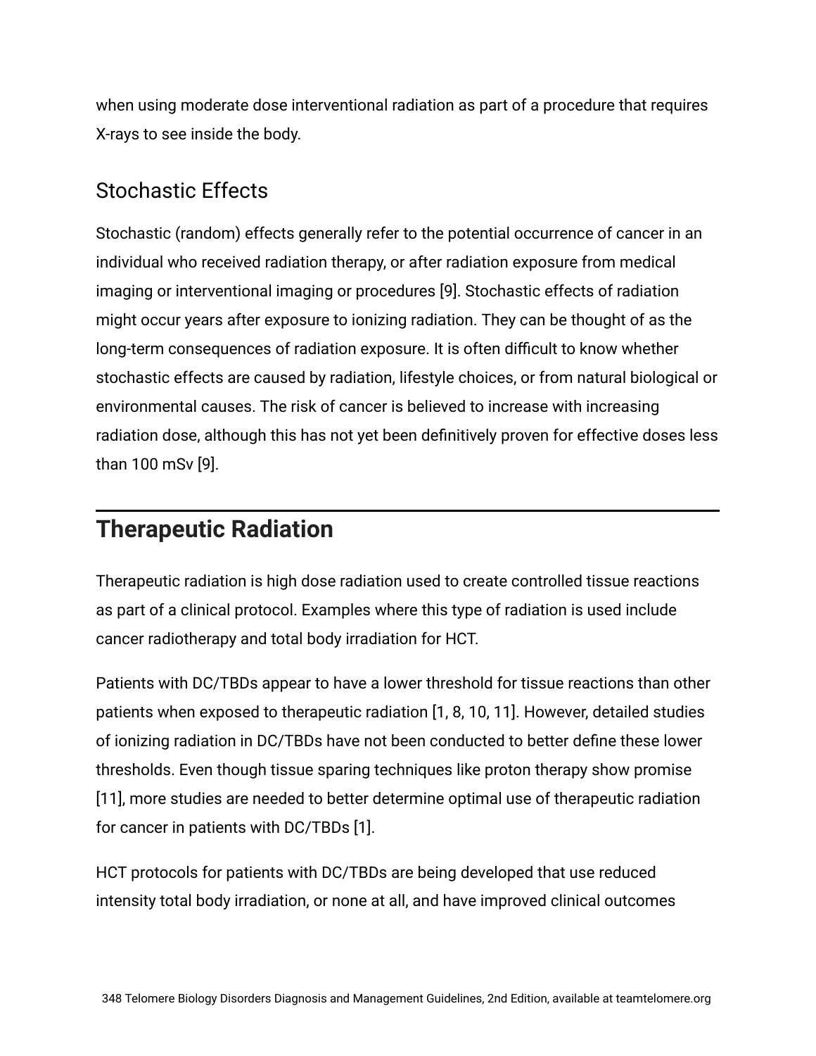when using moderate dose interventional radiation as part of a procedure that requires X-rays to see inside the body.

### Stochastic Effects

Stochastic (random) effects generally refer to the potential occurrence of cancer in an individual who received radiation therapy, or after radiation exposure from medical imaging or interventional imaging or procedures [9]. Stochastic effects of radiation might occur years after exposure to ionizing radiation. They can be thought of as the long-term consequences of radiation exposure. It is often difficult to know whether stochastic effects are caused by radiation, lifestyle choices, or from natural biological or environmental causes. The risk of cancer is believed to increase with increasing radiation dose, although this has not yet been definitively proven for effective doses less than 100 mSv [9].

## Therapeutic Radiation

Therapeutic radiation is high dose radiation used to create controlled tissue reactions as part of a clinical protocol. Examples where this type of radiation is used include cancer radiotherapy and total body irradiation for HCT.

Patients with DC/TBDs appear to have a lower threshold for tissue reactions than other patients when exposed to therapeutic radiation [1, 8, 10, 11]. However, detailed studies of ionizing radiation in DC/TBDs have not been conducted to better define these lower thresholds. Even though tissue sparing techniques like proton therapy show promise [11], more studies are needed to better determine optimal use of therapeutic radiation for cancer in patients with DC/TBDs [1].

HCT protocols for patients with DC/TBDs are being developed that use reduced intensity total body irradiation, or none at all, and have improved clinical outcomes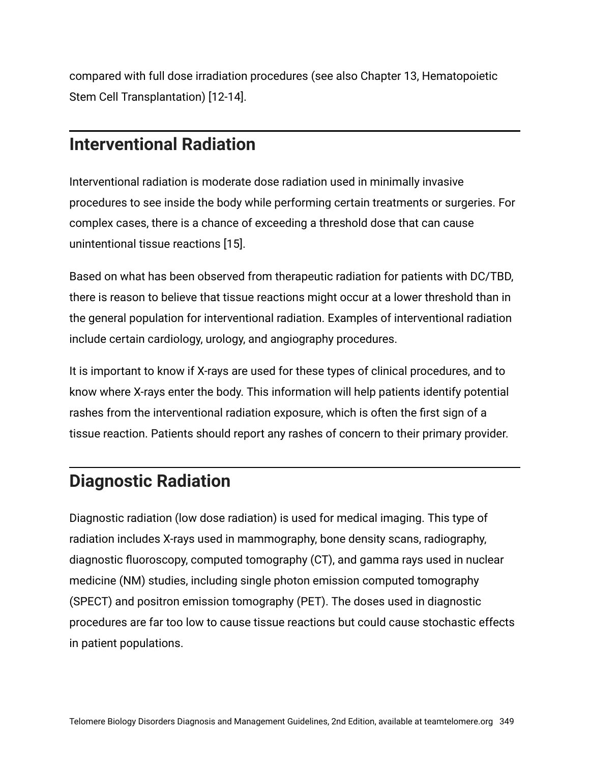compared with full dose irradiation procedures (see also Chapter 13, Hematopoietic Stem Cell Transplantation) [12-14].

## Interventional Radiation

Interventional radiation is moderate dose radiation used in minimally invasive procedures to see inside the body while performing certain treatments or surgeries. For complex cases, there is a chance of exceeding a threshold dose that can cause unintentional tissue reactions [15].

Based on what has been observed from therapeutic radiation for patients with DC/TBD, there is reason to believe that tissue reactions might occur at a lower threshold than in the general population for interventional radiation. Examples of interventional radiation include certain cardiology, urology, and angiography procedures.

It is important to know if X-rays are used for these types of clinical procedures, and to know where X-rays enter the body. This information will help patients identify potential rashes from the interventional radiation exposure, which is often the first sign of a tissue reaction. Patients should report any rashes of concern to their primary provider.

## Diagnostic Radiation

Diagnostic radiation (low dose radiation) is used for medical imaging. This type of radiation includes X-rays used in mammography, bone density scans, radiography, diagnostic fluoroscopy, computed tomography (CT), and gamma rays used in nuclear medicine (NM) studies, including single photon emission computed tomography (SPECT) and positron emission tomography (PET). The doses used in diagnostic procedures are far too low to cause tissue reactions but could cause stochastic effects in patient populations.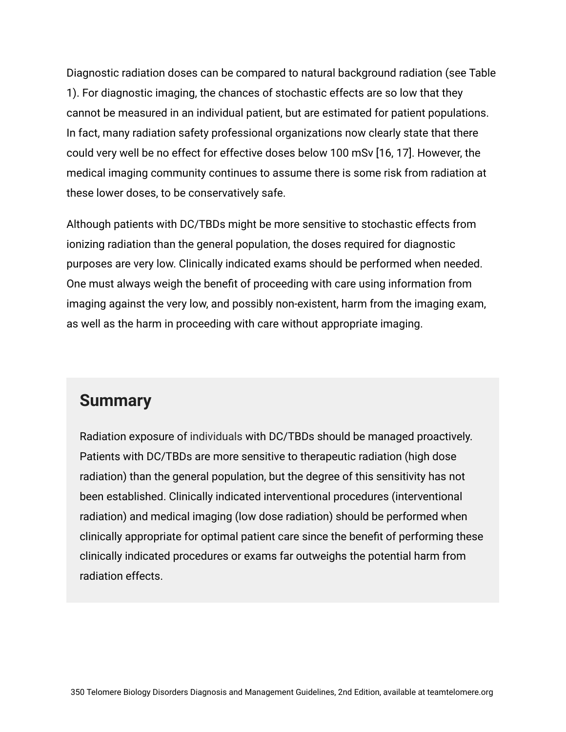Diagnostic radiation doses can be compared to natural background radiation (see Table 1). For diagnostic imaging, the chances of stochastic effects are so low that they cannot be measured in an individual patient, but are estimated for patient populations. In fact, many radiation safety professional organizations now clearly state that there could very well be no effect for effective doses below 100 mSv [16, 17]. However, the medical imaging community continues to assume there is some risk from radiation at these lower doses, to be conservatively safe.

Although patients with DC/TBDs might be more sensitive to stochastic effects from ionizing radiation than the general population, the doses required for diagnostic purposes are very low. Clinically indicated exams should be performed when needed. One must always weigh the benefit of proceeding with care using information from imaging against the very low, and possibly non-existent, harm from the imaging exam, as well as the harm in proceeding with care without appropriate imaging.

## Summary

Radiation exposure of individuals with DC/TBDs should be managed proactively. Patients with DC/TBDs are more sensitive to therapeutic radiation (high dose radiation) than the general population, but the degree of this sensitivity has not been established. Clinically indicated interventional procedures (interventional radiation) and medical imaging (low dose radiation) should be performed when clinically appropriate for optimal patient care since the benefit of performing these clinically indicated procedures or exams far outweighs the potential harm from radiation effects.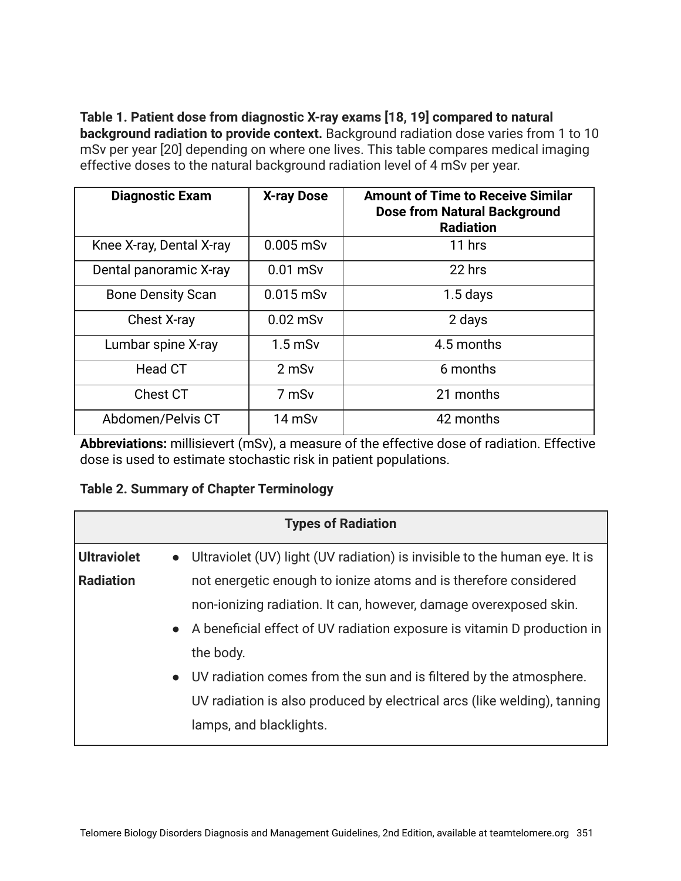**Table 1. Patient dose from diagnostic X-ray exams [18, 19] compared to natural background radiation to provide context.** Background radiation dose varies from 1 to 10 mSv per year [20] depending on where one lives. This table compares medical imaging effective doses to the natural background radiation level of 4 mSv per year.

| Diagnostic Exam | X-ray Dose | Amount of Time to Receive Similar Dose from Natural Background Radiation |
|---|---|---|
| Knee X-ray, Dental X-ray | 0.005 mSv | 11 hrs |
| Dental panoramic X-ray | 0.01 mSv | 22 hrs |
| Bone Density Scan | 0.015 mSv | 1.5 days |
| Chest X-ray | 0.02 mSv | 2 days |
| Lumbar spine X-ray | 1.5 mSv | 4.5 months |
| Head CT | 2 mSv | 6 months |
| Chest CT | 7 mSv | 21 months |
| Abdomen/Pelvis CT | 14 mSv | 42 months |

**Abbreviations:** millisievert (mSv), a measure of the effective dose of radiation. Effective dose is used to estimate stochastic risk in patient populations.

**Table 2. Summary of Chapter Terminology**

| Types of Radiation | |
|---|---|
| **Ultraviolet Radiation** | • Ultraviolet (UV) light (UV radiation) is invisible to the human eye. It is not energetic enough to ionize atoms and is therefore considered non-ionizing radiation. It can, however, damage overexposed skin.<br>• A beneficial effect of UV radiation exposure is vitamin D production in the body.<br>• UV radiation comes from the sun and is filtered by the atmosphere. UV radiation is also produced by electrical arcs (like welding), tanning lamps, and blacklights. |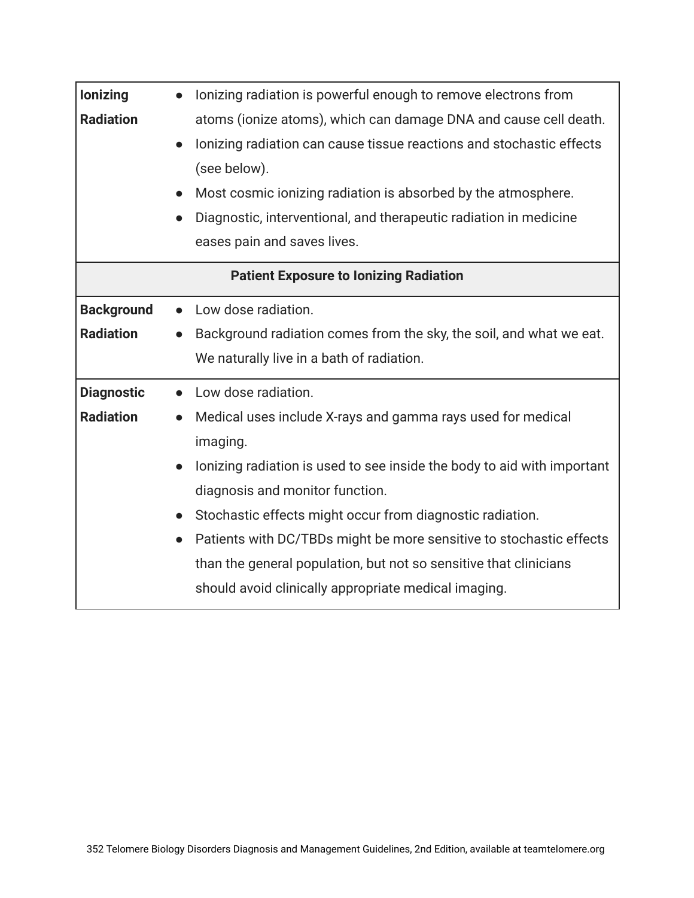| | |
|---|---|
| **Ionizing Radiation** | ● Ionizing radiation is powerful enough to remove electrons from atoms (ionize atoms), which can damage DNA and cause cell death.<br>● Ionizing radiation can cause tissue reactions and stochastic effects (see below).<br>● Most cosmic ionizing radiation is absorbed by the atmosphere.<br>● Diagnostic, interventional, and therapeutic radiation in medicine eases pain and saves lives. |
| **Patient Exposure to Ionizing Radiation** | |
| **Background Radiation** | ● Low dose radiation.<br>● Background radiation comes from the sky, the soil, and what we eat. We naturally live in a bath of radiation. |
| **Diagnostic Radiation** | ● Low dose radiation.<br>● Medical uses include X-rays and gamma rays used for medical imaging.<br>● Ionizing radiation is used to see inside the body to aid with important diagnosis and monitor function.<br>● Stochastic effects might occur from diagnostic radiation.<br>● Patients with DC/TBDs might be more sensitive to stochastic effects than the general population, but not so sensitive that clinicians should avoid clinically appropriate medical imaging. |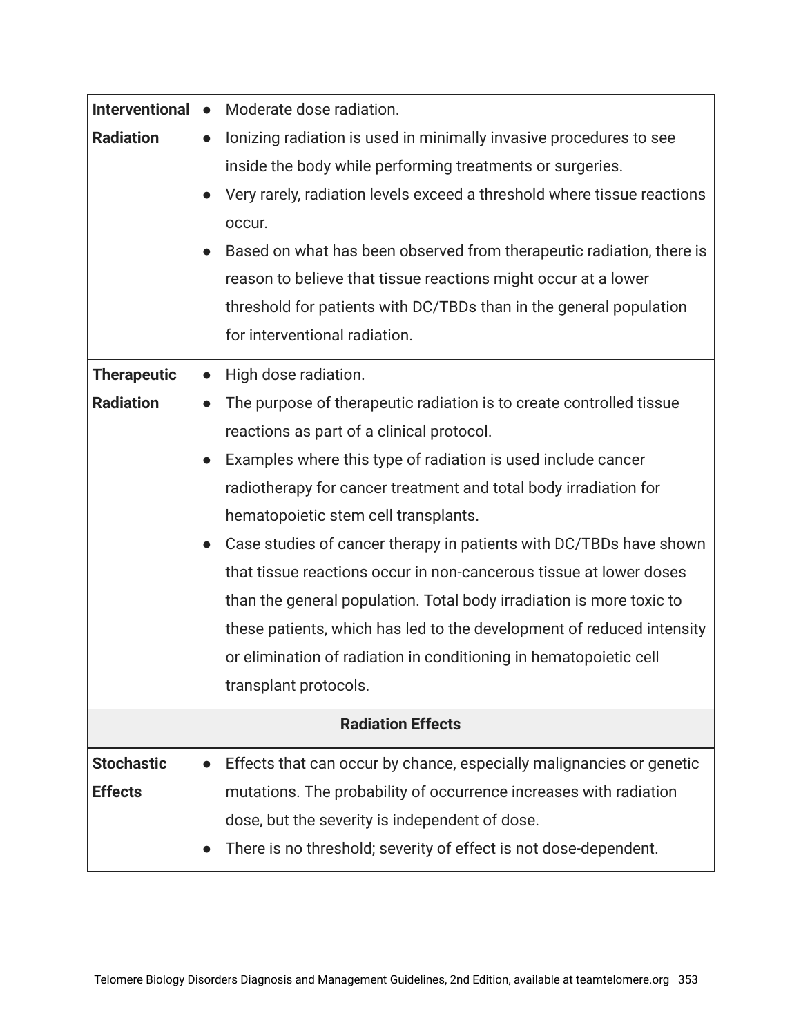| | |
|---|---|
| **Interventional Radiation** | • Moderate dose radiation.<br>• Ionizing radiation is used in minimally invasive procedures to see inside the body while performing treatments or surgeries.<br>• Very rarely, radiation levels exceed a threshold where tissue reactions occur.<br>• Based on what has been observed from therapeutic radiation, there is reason to believe that tissue reactions might occur at a lower threshold for patients with DC/TBDs than in the general population for interventional radiation. |
| **Therapeutic Radiation** | • High dose radiation.<br>• The purpose of therapeutic radiation is to create controlled tissue reactions as part of a clinical protocol.<br>• Examples where this type of radiation is used include cancer radiotherapy for cancer treatment and total body irradiation for hematopoietic stem cell transplants.<br>• Case studies of cancer therapy in patients with DC/TBDs have shown that tissue reactions occur in non-cancerous tissue at lower doses than the general population. Total body irradiation is more toxic to these patients, which has led to the development of reduced intensity or elimination of radiation in conditioning in hematopoietic cell transplant protocols. |
| **Radiation Effects** | |
| **Stochastic Effects** | • Effects that can occur by chance, especially malignancies or genetic mutations. The probability of occurrence increases with radiation dose, but the severity is independent of dose.<br>• There is no threshold; severity of effect is not dose-dependent. |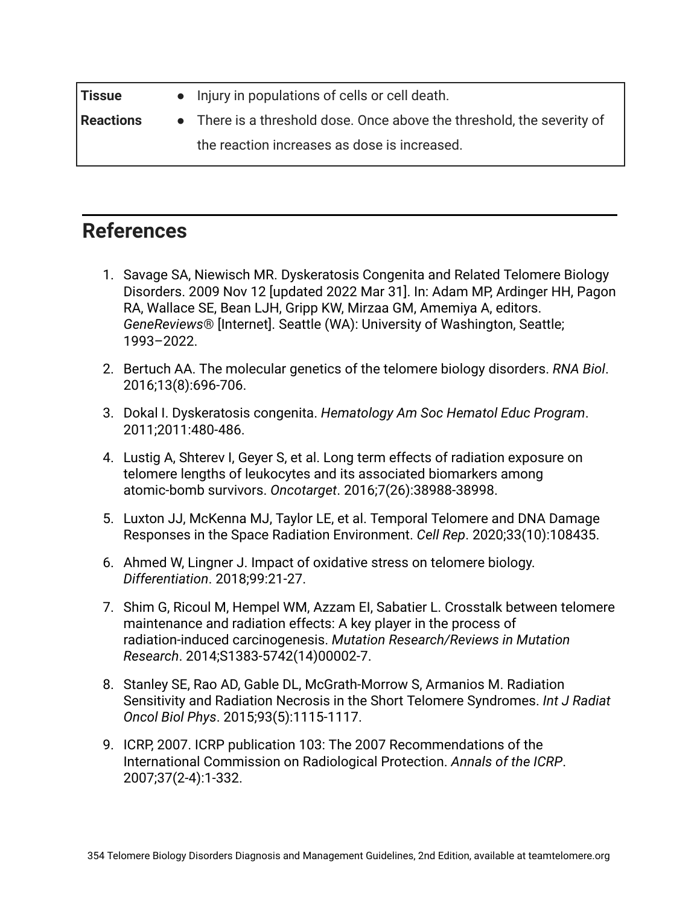| | |
|---|---|
| **Tissue Reactions** | • Injury in populations of cells or cell death.<br>• There is a threshold dose. Once above the threshold, the severity of the reaction increases as dose is increased. |

## References

1. Savage SA, Niewisch MR. Dyskeratosis Congenita and Related Telomere Biology Disorders. 2009 Nov 12 [updated 2022 Mar 31]. In: Adam MP, Ardinger HH, Pagon RA, Wallace SE, Bean LJH, Gripp KW, Mirzaa GM, Amemiya A, editors. *GeneReviews®* [Internet]. Seattle (WA): University of Washington, Seattle; 1993–2022.
2. Bertuch AA. The molecular genetics of the telomere biology disorders. *RNA Biol*. 2016;13(8):696-706.
3. Dokal I. Dyskeratosis congenita. *Hematology Am Soc Hematol Educ Program*. 2011;2011:480-486.
4. Lustig A, Shterev I, Geyer S, et al. Long term effects of radiation exposure on telomere lengths of leukocytes and its associated biomarkers among atomic-bomb survivors. *Oncotarget*. 2016;7(26):38988-38998.
5. Luxton JJ, McKenna MJ, Taylor LE, et al. Temporal Telomere and DNA Damage Responses in the Space Radiation Environment. *Cell Rep*. 2020;33(10):108435.
6. Ahmed W, Lingner J. Impact of oxidative stress on telomere biology. *Differentiation*. 2018;99:21-27.
7. Shim G, Ricoul M, Hempel WM, Azzam EI, Sabatier L. Crosstalk between telomere maintenance and radiation effects: A key player in the process of radiation-induced carcinogenesis. *Mutation Research/Reviews in Mutation Research*. 2014;S1383-5742(14)00002-7.
8. Stanley SE, Rao AD, Gable DL, McGrath-Morrow S, Armanios M. Radiation Sensitivity and Radiation Necrosis in the Short Telomere Syndromes. *Int J Radiat Oncol Biol Phys*. 2015;93(5):1115-1117.
9. ICRP, 2007. ICRP publication 103: The 2007 Recommendations of the International Commission on Radiological Protection. *Annals of the ICRP*. 2007;37(2-4):1-332.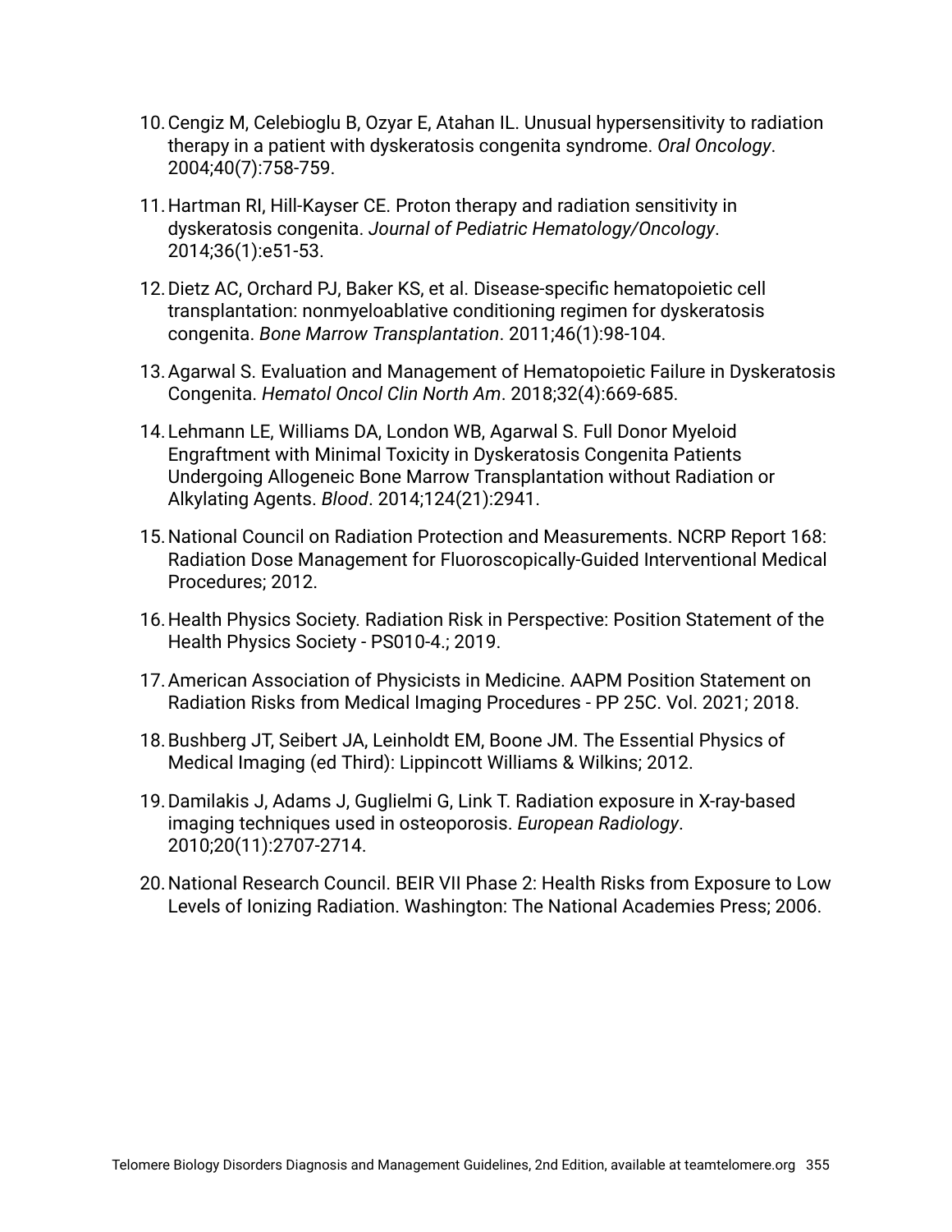10. Cengiz M, Celebioglu B, Ozyar E, Atahan IL. Unusual hypersensitivity to radiation therapy in a patient with dyskeratosis congenita syndrome. *Oral Oncology*. 2004;40(7):758-759.

11. Hartman RI, Hill-Kayser CE. Proton therapy and radiation sensitivity in dyskeratosis congenita. *Journal of Pediatric Hematology/Oncology*. 2014;36(1):e51-53.

12. Dietz AC, Orchard PJ, Baker KS, et al. Disease-specific hematopoietic cell transplantation: nonmyeloablative conditioning regimen for dyskeratosis congenita. *Bone Marrow Transplantation*. 2011;46(1):98-104.

13. Agarwal S. Evaluation and Management of Hematopoietic Failure in Dyskeratosis Congenita. *Hematol Oncol Clin North Am*. 2018;32(4):669-685.

14. Lehmann LE, Williams DA, London WB, Agarwal S. Full Donor Myeloid Engraftment with Minimal Toxicity in Dyskeratosis Congenita Patients Undergoing Allogeneic Bone Marrow Transplantation without Radiation or Alkylating Agents. *Blood*. 2014;124(21):2941.

15. National Council on Radiation Protection and Measurements. NCRP Report 168: Radiation Dose Management for Fluoroscopically-Guided Interventional Medical Procedures; 2012.

16. Health Physics Society. Radiation Risk in Perspective: Position Statement of the Health Physics Society - PS010-4.; 2019.

17. American Association of Physicists in Medicine. AAPM Position Statement on Radiation Risks from Medical Imaging Procedures - PP 25C. Vol. 2021; 2018.

18. Bushberg JT, Seibert JA, Leinholdt EM, Boone JM. The Essential Physics of Medical Imaging (ed Third): Lippincott Williams & Wilkins; 2012.

19. Damilakis J, Adams J, Guglielmi G, Link T. Radiation exposure in X-ray-based imaging techniques used in osteoporosis. *European Radiology*. 2010;20(11):2707-2714.

20. National Research Council. BEIR VII Phase 2: Health Risks from Exposure to Low Levels of Ionizing Radiation. Washington: The National Academies Press; 2006.